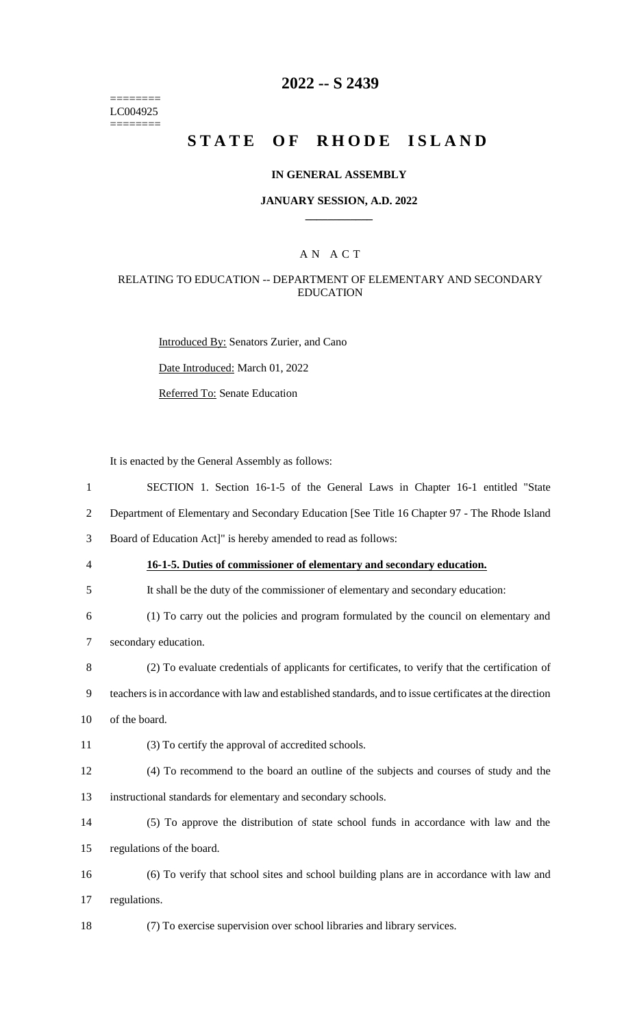========
LC004925
========

# 2022 -- S 2439

# STATE OF RHODE ISLAND

### IN GENERAL ASSEMBLY

### JANUARY SESSION, A.D. 2022

## A N A C T

### RELATING TO EDUCATION -- DEPARTMENT OF ELEMENTARY AND SECONDARY EDUCATION

Introduced By: Senators Zurier, and Cano

Date Introduced: March 01, 2022

Referred To: Senate Education

It is enacted by the General Assembly as follows:

SECTION 1. Section 16-1-5 of the General Laws in Chapter 16-1 entitled "State Department of Elementary and Secondary Education [See Title 16 Chapter 97 - The Rhode Island Board of Education Act]" is hereby amended to read as follows:

**16-1-5. Duties of commissioner of elementary and secondary education.**

It shall be the duty of the commissioner of elementary and secondary education:

(1) To carry out the policies and program formulated by the council on elementary and secondary education.

(2) To evaluate credentials of applicants for certificates, to verify that the certification of teachers is in accordance with law and established standards, and to issue certificates at the direction of the board.

(3) To certify the approval of accredited schools.

(4) To recommend to the board an outline of the subjects and courses of study and the instructional standards for elementary and secondary schools.

(5) To approve the distribution of state school funds in accordance with law and the regulations of the board.

(6) To verify that school sites and school building plans are in accordance with law and regulations.

(7) To exercise supervision over school libraries and library services.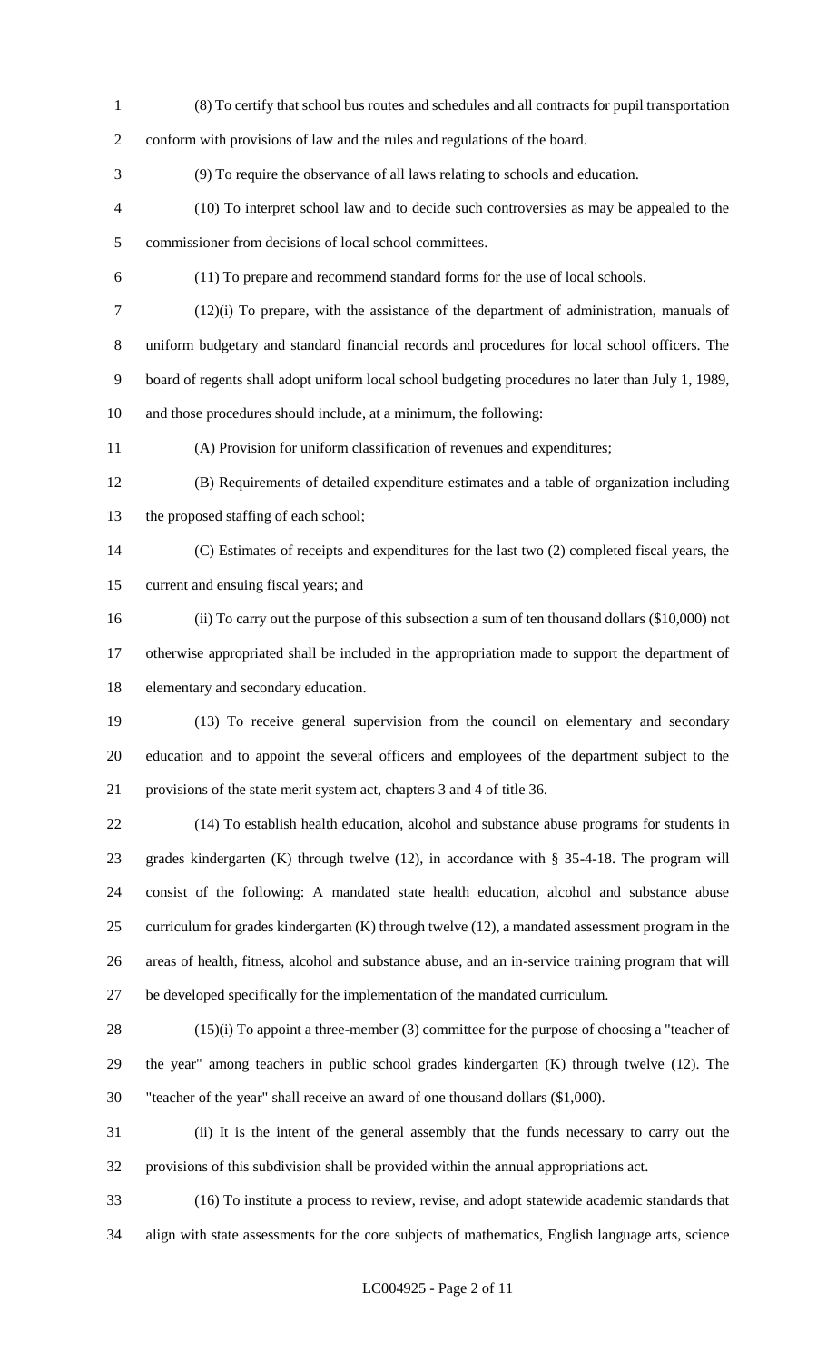(8) To certify that school bus routes and schedules and all contracts for pupil transportation conform with provisions of law and the rules and regulations of the board.

(9) To require the observance of all laws relating to schools and education.

(10) To interpret school law and to decide such controversies as may be appealed to the commissioner from decisions of local school committees.

(11) To prepare and recommend standard forms for the use of local schools.

(12)(i) To prepare, with the assistance of the department of administration, manuals of uniform budgetary and standard financial records and procedures for local school officers. The board of regents shall adopt uniform local school budgeting procedures no later than July 1, 1989, and those procedures should include, at a minimum, the following:

(A) Provision for uniform classification of revenues and expenditures;

(B) Requirements of detailed expenditure estimates and a table of organization including the proposed staffing of each school;

(C) Estimates of receipts and expenditures for the last two (2) completed fiscal years, the current and ensuing fiscal years; and

(ii) To carry out the purpose of this subsection a sum of ten thousand dollars ($10,000) not otherwise appropriated shall be included in the appropriation made to support the department of elementary and secondary education.

(13) To receive general supervision from the council on elementary and secondary education and to appoint the several officers and employees of the department subject to the provisions of the state merit system act, chapters 3 and 4 of title 36.

(14) To establish health education, alcohol and substance abuse programs for students in grades kindergarten (K) through twelve (12), in accordance with § 35-4-18. The program will consist of the following: A mandated state health education, alcohol and substance abuse curriculum for grades kindergarten (K) through twelve (12), a mandated assessment program in the areas of health, fitness, alcohol and substance abuse, and an in-service training program that will be developed specifically for the implementation of the mandated curriculum.

(15)(i) To appoint a three-member (3) committee for the purpose of choosing a "teacher of the year" among teachers in public school grades kindergarten (K) through twelve (12). The "teacher of the year" shall receive an award of one thousand dollars ($1,000).

(ii) It is the intent of the general assembly that the funds necessary to carry out the provisions of this subdivision shall be provided within the annual appropriations act.

(16) To institute a process to review, revise, and adopt statewide academic standards that align with state assessments for the core subjects of mathematics, English language arts, science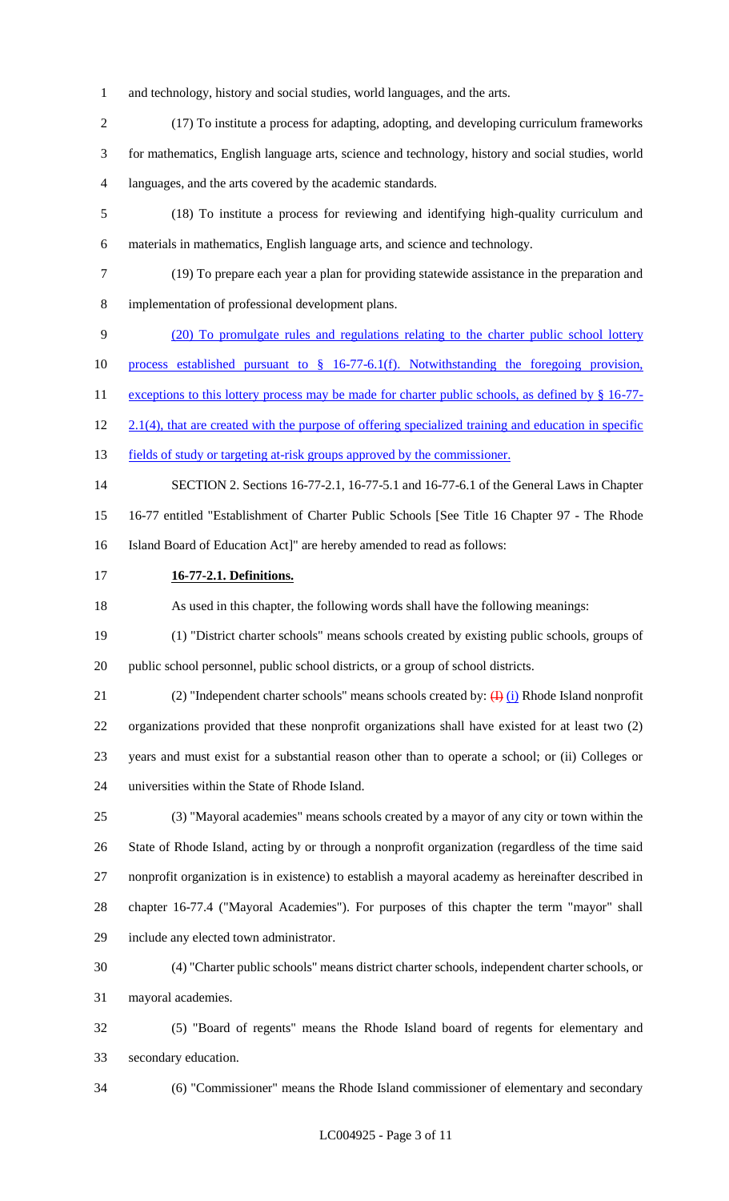and technology, history and social studies, world languages, and the arts.

(17) To institute a process for adapting, adopting, and developing curriculum frameworks for mathematics, English language arts, science and technology, history and social studies, world languages, and the arts covered by the academic standards.

(18) To institute a process for reviewing and identifying high-quality curriculum and materials in mathematics, English language arts, and science and technology.

(19) To prepare each year a plan for providing statewide assistance in the preparation and implementation of professional development plans.

(20) To promulgate rules and regulations relating to the charter public school lottery process established pursuant to § 16-77-6.1(f). Notwithstanding the foregoing provision, exceptions to this lottery process may be made for charter public schools, as defined by § 16-77-2.1(4), that are created with the purpose of offering specialized training and education in specific fields of study or targeting at-risk groups approved by the commissioner.

SECTION 2. Sections 16-77-2.1, 16-77-5.1 and 16-77-6.1 of the General Laws in Chapter 16-77 entitled "Establishment of Charter Public Schools [See Title 16 Chapter 97 - The Rhode Island Board of Education Act]" are hereby amended to read as follows:

**16-77-2.1. Definitions.**

As used in this chapter, the following words shall have the following meanings:

(1) "District charter schools" means schools created by existing public schools, groups of public school personnel, public school districts, or a group of school districts.

(2) "Independent charter schools" means schools created by: ~~(I)~~ (i) Rhode Island nonprofit organizations provided that these nonprofit organizations shall have existed for at least two (2) years and must exist for a substantial reason other than to operate a school; or (ii) Colleges or universities within the State of Rhode Island.

(3) "Mayoral academies" means schools created by a mayor of any city or town within the State of Rhode Island, acting by or through a nonprofit organization (regardless of the time said nonprofit organization is in existence) to establish a mayoral academy as hereinafter described in chapter 16-77.4 ("Mayoral Academies"). For purposes of this chapter the term "mayor" shall include any elected town administrator.

(4) "Charter public schools" means district charter schools, independent charter schools, or mayoral academies.

(5) "Board of regents" means the Rhode Island board of regents for elementary and secondary education.

(6) "Commissioner" means the Rhode Island commissioner of elementary and secondary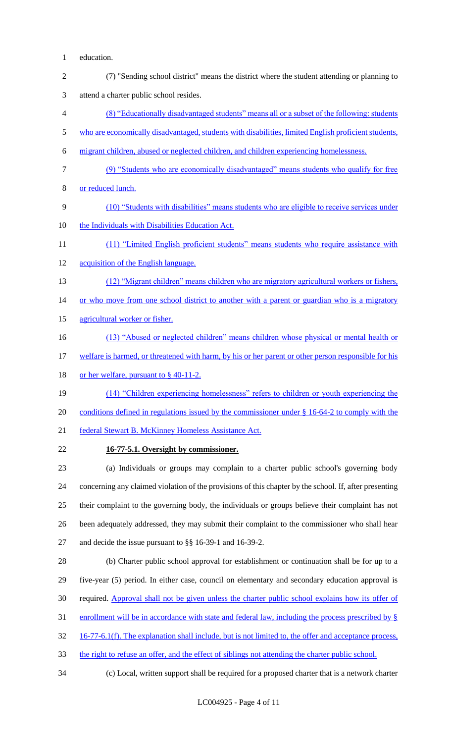education.

(7) "Sending school district" means the district where the student attending or planning to attend a charter public school resides.

(8) "Educationally disadvantaged students" means all or a subset of the following: students who are economically disadvantaged, students with disabilities, limited English proficient students, migrant children, abused or neglected children, and children experiencing homelessness.

(9) "Students who are economically disadvantaged" means students who qualify for free or reduced lunch.

(10) "Students with disabilities" means students who are eligible to receive services under the Individuals with Disabilities Education Act.

(11) "Limited English proficient students" means students who require assistance with acquisition of the English language.

(12) "Migrant children" means children who are migratory agricultural workers or fishers, or who move from one school district to another with a parent or guardian who is a migratory agricultural worker or fisher.

(13) "Abused or neglected children" means children whose physical or mental health or welfare is harmed, or threatened with harm, by his or her parent or other person responsible for his or her welfare, pursuant to § 40-11-2.

(14) "Children experiencing homelessness" refers to children or youth experiencing the conditions defined in regulations issued by the commissioner under § 16-64-2 to comply with the federal Stewart B. McKinney Homeless Assistance Act.

**16-77-5.1. Oversight by commissioner.**

(a) Individuals or groups may complain to a charter public school's governing body concerning any claimed violation of the provisions of this chapter by the school. If, after presenting their complaint to the governing body, the individuals or groups believe their complaint has not been adequately addressed, they may submit their complaint to the commissioner who shall hear and decide the issue pursuant to §§ 16-39-1 and 16-39-2.

(b) Charter public school approval for establishment or continuation shall be for up to a five-year (5) period. In either case, council on elementary and secondary education approval is required. Approval shall not be given unless the charter public school explains how its offer of enrollment will be in accordance with state and federal law, including the process prescribed by § 16-77-6.1(f). The explanation shall include, but is not limited to, the offer and acceptance process, the right to refuse an offer, and the effect of siblings not attending the charter public school.

(c) Local, written support shall be required for a proposed charter that is a network charter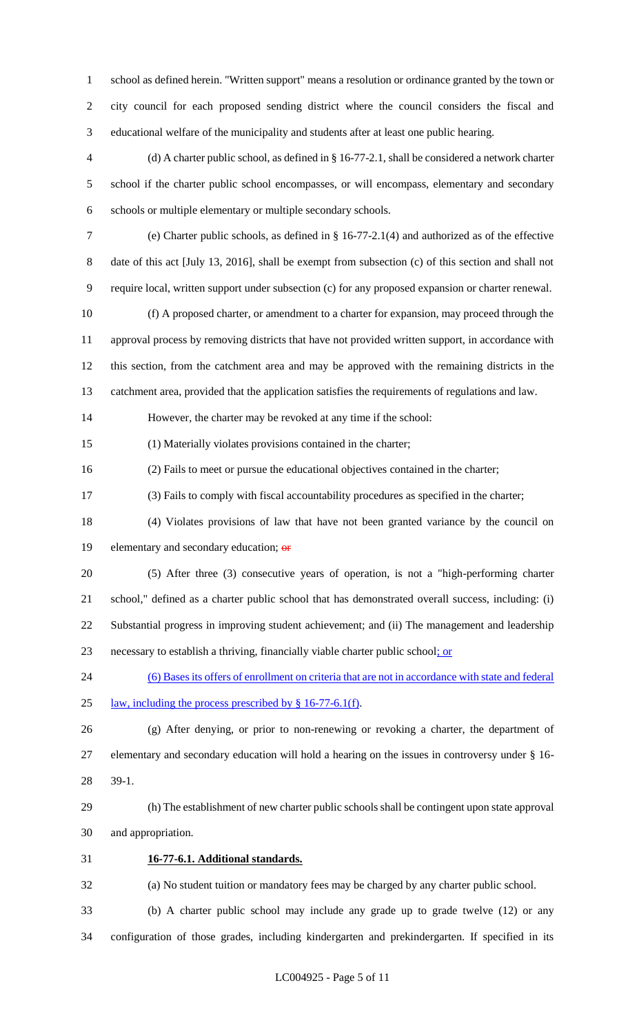school as defined herein. "Written support" means a resolution or ordinance granted by the town or city council for each proposed sending district where the council considers the fiscal and educational welfare of the municipality and students after at least one public hearing.

(d) A charter public school, as defined in § 16-77-2.1, shall be considered a network charter school if the charter public school encompasses, or will encompass, elementary and secondary schools or multiple elementary or multiple secondary schools.

(e) Charter public schools, as defined in § 16-77-2.1(4) and authorized as of the effective date of this act [July 13, 2016], shall be exempt from subsection (c) of this section and shall not require local, written support under subsection (c) for any proposed expansion or charter renewal.

(f) A proposed charter, or amendment to a charter for expansion, may proceed through the approval process by removing districts that have not provided written support, in accordance with this section, from the catchment area and may be approved with the remaining districts in the catchment area, provided that the application satisfies the requirements of regulations and law.

However, the charter may be revoked at any time if the school:

(1) Materially violates provisions contained in the charter;

(2) Fails to meet or pursue the educational objectives contained in the charter;

(3) Fails to comply with fiscal accountability procedures as specified in the charter;

(4) Violates provisions of law that have not been granted variance by the council on elementary and secondary education; ~~or~~

(5) After three (3) consecutive years of operation, is not a "high-performing charter school," defined as a charter public school that has demonstrated overall success, including: (i) Substantial progress in improving student achievement; and (ii) The management and leadership necessary to establish a thriving, financially viable charter public school; or

(6) Bases its offers of enrollment on criteria that are not in accordance with state and federal law, including the process prescribed by § 16-77-6.1(f).

(g) After denying, or prior to non-renewing or revoking a charter, the department of elementary and secondary education will hold a hearing on the issues in controversy under § 16-39-1.

(h) The establishment of new charter public schools shall be contingent upon state approval and appropriation.

**16-77-6.1. Additional standards.**

(a) No student tuition or mandatory fees may be charged by any charter public school.

(b) A charter public school may include any grade up to grade twelve (12) or any configuration of those grades, including kindergarten and prekindergarten. If specified in its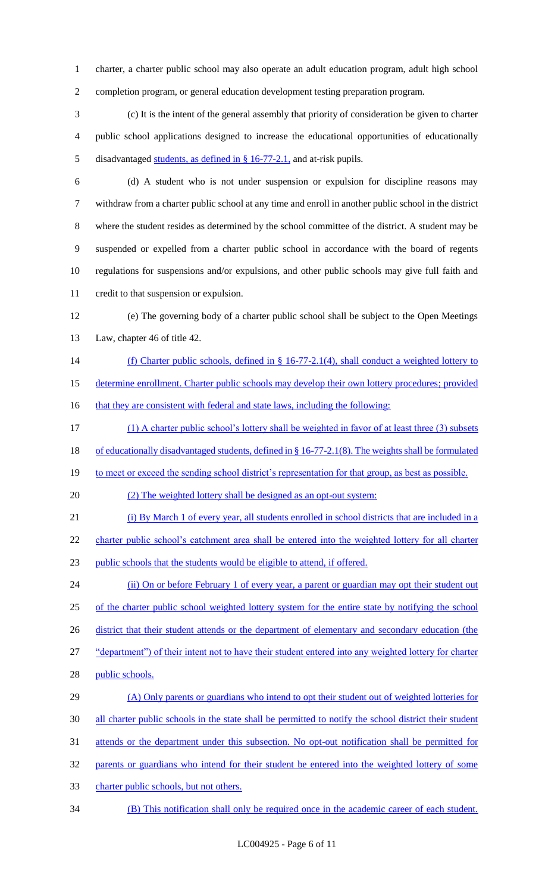charter, a charter public school may also operate an adult education program, adult high school completion program, or general education development testing preparation program.

(c) It is the intent of the general assembly that priority of consideration be given to charter public school applications designed to increase the educational opportunities of educationally disadvantaged students, as defined in § 16-77-2.1, and at-risk pupils.

(d) A student who is not under suspension or expulsion for discipline reasons may withdraw from a charter public school at any time and enroll in another public school in the district where the student resides as determined by the school committee of the district. A student may be suspended or expelled from a charter public school in accordance with the board of regents regulations for suspensions and/or expulsions, and other public schools may give full faith and credit to that suspension or expulsion.

(e) The governing body of a charter public school shall be subject to the Open Meetings Law, chapter 46 of title 42.

(f) Charter public schools, defined in § 16-77-2.1(4), shall conduct a weighted lottery to determine enrollment. Charter public schools may develop their own lottery procedures; provided that they are consistent with federal and state laws, including the following:

(1) A charter public school's lottery shall be weighted in favor of at least three (3) subsets of educationally disadvantaged students, defined in § 16-77-2.1(8). The weights shall be formulated to meet or exceed the sending school district's representation for that group, as best as possible.

(2) The weighted lottery shall be designed as an opt-out system:

(i) By March 1 of every year, all students enrolled in school districts that are included in a charter public school's catchment area shall be entered into the weighted lottery for all charter public schools that the students would be eligible to attend, if offered.

(ii) On or before February 1 of every year, a parent or guardian may opt their student out of the charter public school weighted lottery system for the entire state by notifying the school district that their student attends or the department of elementary and secondary education (the "department") of their intent not to have their student entered into any weighted lottery for charter public schools.

(A) Only parents or guardians who intend to opt their student out of weighted lotteries for all charter public schools in the state shall be permitted to notify the school district their student attends or the department under this subsection. No opt-out notification shall be permitted for parents or guardians who intend for their student be entered into the weighted lottery of some charter public schools, but not others.

(B) This notification shall only be required once in the academic career of each student.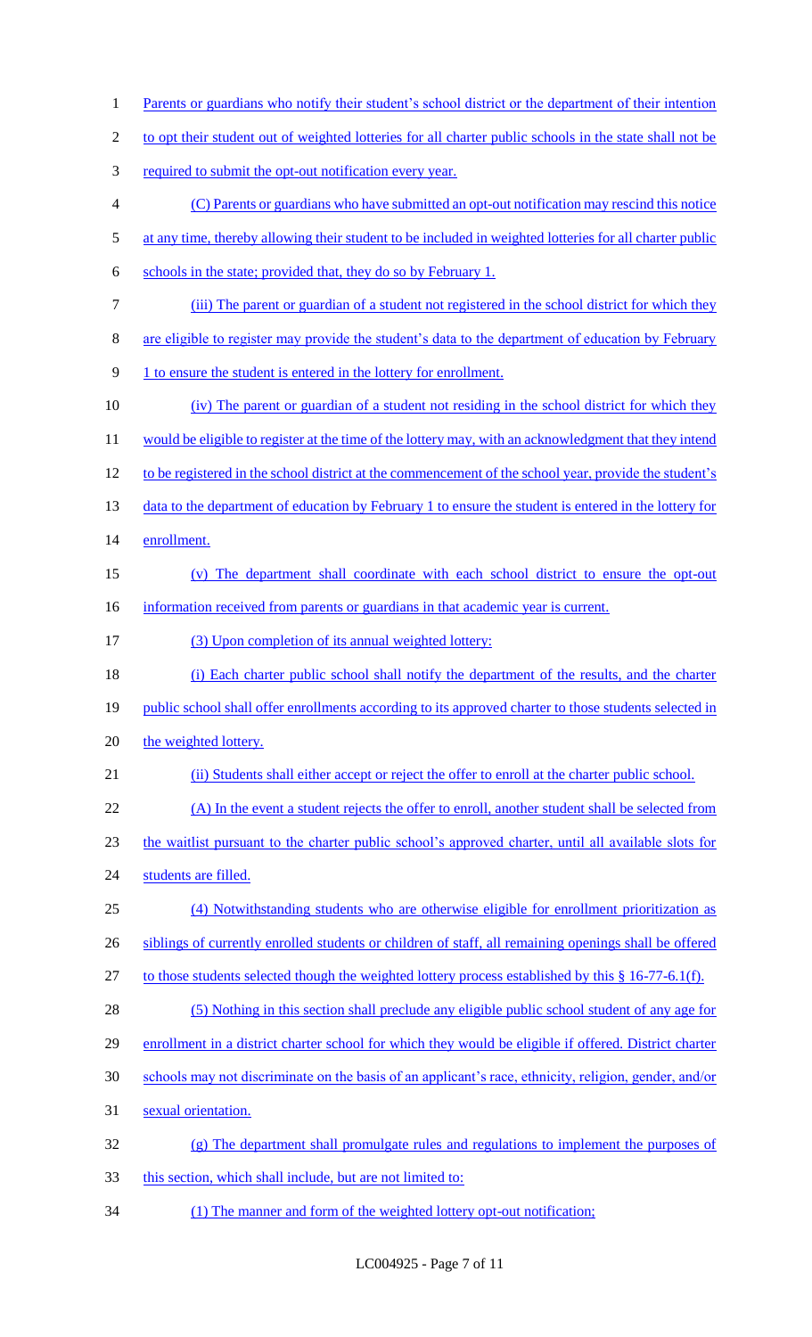Parents or guardians who notify their student's school district or the department of their intention to opt their student out of weighted lotteries for all charter public schools in the state shall not be required to submit the opt-out notification every year.

(C) Parents or guardians who have submitted an opt-out notification may rescind this notice at any time, thereby allowing their student to be included in weighted lotteries for all charter public schools in the state; provided that, they do so by February 1.

(iii) The parent or guardian of a student not registered in the school district for which they are eligible to register may provide the student's data to the department of education by February 1 to ensure the student is entered in the lottery for enrollment.

(iv) The parent or guardian of a student not residing in the school district for which they would be eligible to register at the time of the lottery may, with an acknowledgment that they intend to be registered in the school district at the commencement of the school year, provide the student's data to the department of education by February 1 to ensure the student is entered in the lottery for enrollment.

(v) The department shall coordinate with each school district to ensure the opt-out information received from parents or guardians in that academic year is current.

(3) Upon completion of its annual weighted lottery:

(i) Each charter public school shall notify the department of the results, and the charter public school shall offer enrollments according to its approved charter to those students selected in the weighted lottery.

(ii) Students shall either accept or reject the offer to enroll at the charter public school.

(A) In the event a student rejects the offer to enroll, another student shall be selected from the waitlist pursuant to the charter public school's approved charter, until all available slots for students are filled.

(4) Notwithstanding students who are otherwise eligible for enrollment prioritization as siblings of currently enrolled students or children of staff, all remaining openings shall be offered to those students selected though the weighted lottery process established by this § 16-77-6.1(f).

(5) Nothing in this section shall preclude any eligible public school student of any age for enrollment in a district charter school for which they would be eligible if offered. District charter schools may not discriminate on the basis of an applicant's race, ethnicity, religion, gender, and/or sexual orientation.

(g) The department shall promulgate rules and regulations to implement the purposes of this section, which shall include, but are not limited to:

(1) The manner and form of the weighted lottery opt-out notification;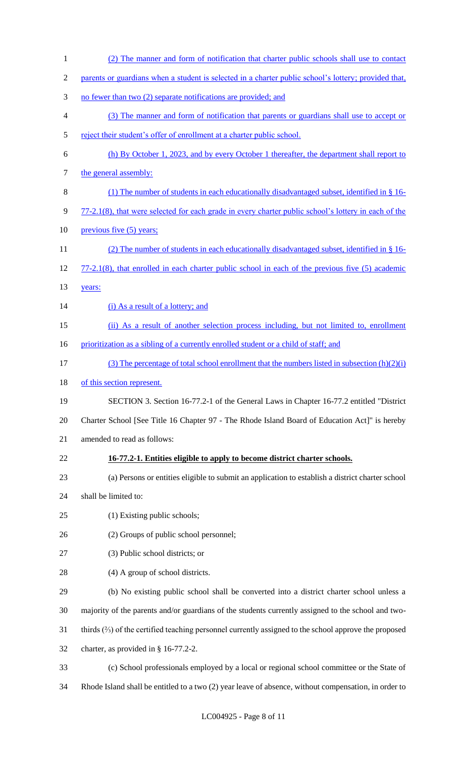(2) The manner and form of notification that charter public schools shall use to contact parents or guardians when a student is selected in a charter public school's lottery; provided that, no fewer than two (2) separate notifications are provided; and

(3) The manner and form of notification that parents or guardians shall use to accept or reject their student's offer of enrollment at a charter public school.

(h) By October 1, 2023, and by every October 1 thereafter, the department shall report to the general assembly:

(1) The number of students in each educationally disadvantaged subset, identified in § 16-77-2.1(8), that were selected for each grade in every charter public school's lottery in each of the previous five (5) years;

(2) The number of students in each educationally disadvantaged subset, identified in § 16-77-2.1(8), that enrolled in each charter public school in each of the previous five (5) academic years:

(i) As a result of a lottery; and

(ii) As a result of another selection process including, but not limited to, enrollment prioritization as a sibling of a currently enrolled student or a child of staff; and

(3) The percentage of total school enrollment that the numbers listed in subsection (h)(2)(i) of this section represent.

SECTION 3. Section 16-77.2-1 of the General Laws in Chapter 16-77.2 entitled "District Charter School [See Title 16 Chapter 97 - The Rhode Island Board of Education Act]" is hereby amended to read as follows:

**16-77.2-1. Entities eligible to apply to become district charter schools.**

(a) Persons or entities eligible to submit an application to establish a district charter school shall be limited to:

(1) Existing public schools;

(2) Groups of public school personnel;

(3) Public school districts; or

(4) A group of school districts.

(b) No existing public school shall be converted into a district charter school unless a majority of the parents and/or guardians of the students currently assigned to the school and two-thirds (⅔) of the certified teaching personnel currently assigned to the school approve the proposed charter, as provided in § 16-77.2-2.

(c) School professionals employed by a local or regional school committee or the State of Rhode Island shall be entitled to a two (2) year leave of absence, without compensation, in order to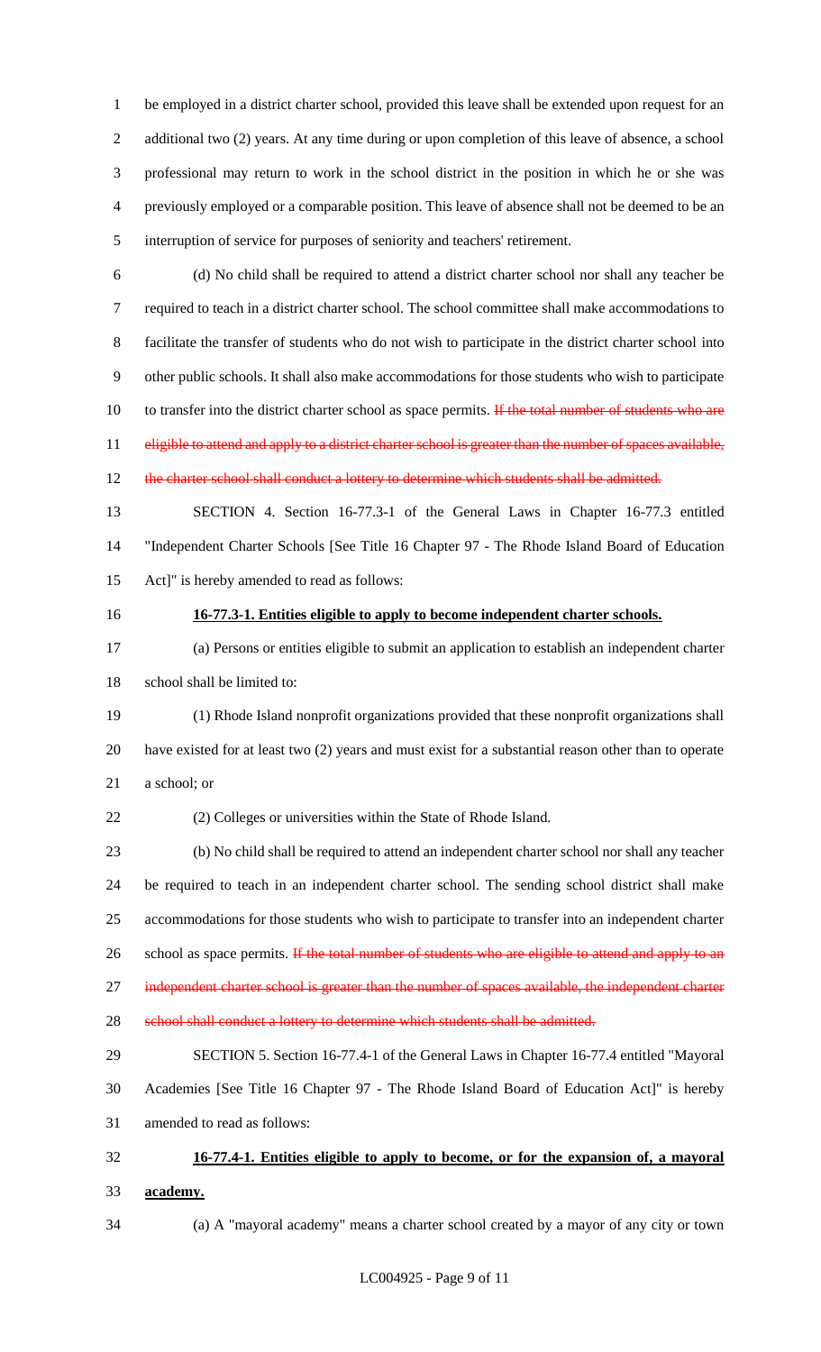be employed in a district charter school, provided this leave shall be extended upon request for an additional two (2) years. At any time during or upon completion of this leave of absence, a school professional may return to work in the school district in the position in which he or she was previously employed or a comparable position. This leave of absence shall not be deemed to be an interruption of service for purposes of seniority and teachers' retirement.

(d) No child shall be required to attend a district charter school nor shall any teacher be required to teach in a district charter school. The school committee shall make accommodations to facilitate the transfer of students who do not wish to participate in the district charter school into other public schools. It shall also make accommodations for those students who wish to participate to transfer into the district charter school as space permits. ~~If the total number of students who are eligible to attend and apply to a district charter school is greater than the number of spaces available, the charter school shall conduct a lottery to determine which students shall be admitted.~~

SECTION 4. Section 16-77.3-1 of the General Laws in Chapter 16-77.3 entitled "Independent Charter Schools [See Title 16 Chapter 97 - The Rhode Island Board of Education Act]" is hereby amended to read as follows:

**16-77.3-1. Entities eligible to apply to become independent charter schools.**

(a) Persons or entities eligible to submit an application to establish an independent charter school shall be limited to:

(1) Rhode Island nonprofit organizations provided that these nonprofit organizations shall have existed for at least two (2) years and must exist for a substantial reason other than to operate a school; or

(2) Colleges or universities within the State of Rhode Island.

(b) No child shall be required to attend an independent charter school nor shall any teacher be required to teach in an independent charter school. The sending school district shall make accommodations for those students who wish to participate to transfer into an independent charter school as space permits. ~~If the total number of students who are eligible to attend and apply to an independent charter school is greater than the number of spaces available, the independent charter school shall conduct a lottery to determine which students shall be admitted.~~

SECTION 5. Section 16-77.4-1 of the General Laws in Chapter 16-77.4 entitled "Mayoral Academies [See Title 16 Chapter 97 - The Rhode Island Board of Education Act]" is hereby amended to read as follows:

**16-77.4-1. Entities eligible to apply to become, or for the expansion of, a mayoral academy.**

(a) A "mayoral academy" means a charter school created by a mayor of any city or town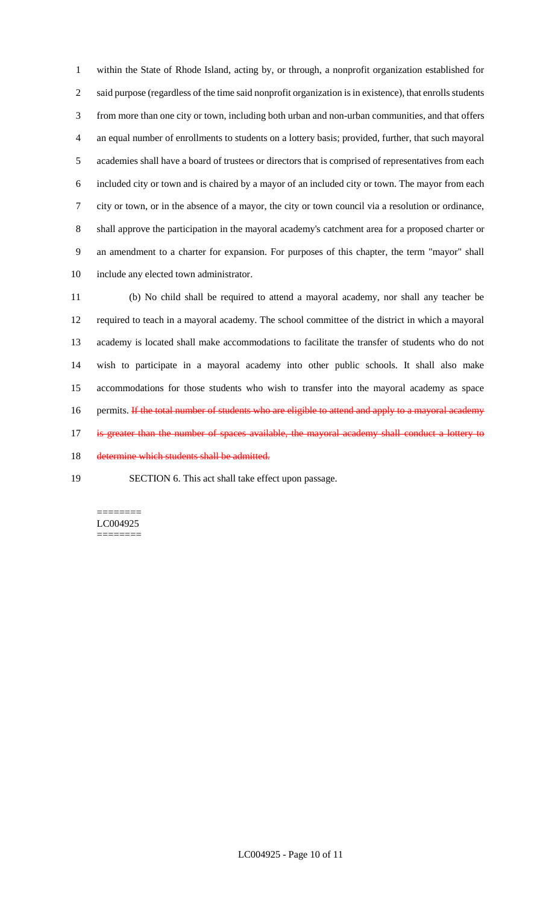within the State of Rhode Island, acting by, or through, a nonprofit organization established for said purpose (regardless of the time said nonprofit organization is in existence), that enrolls students from more than one city or town, including both urban and non-urban communities, and that offers an equal number of enrollments to students on a lottery basis; provided, further, that such mayoral academies shall have a board of trustees or directors that is comprised of representatives from each included city or town and is chaired by a mayor of an included city or town. The mayor from each city or town, or in the absence of a mayor, the city or town council via a resolution or ordinance, shall approve the participation in the mayoral academy's catchment area for a proposed charter or an amendment to a charter for expansion. For purposes of this chapter, the term "mayor" shall include any elected town administrator.

(b) No child shall be required to attend a mayoral academy, nor shall any teacher be required to teach in a mayoral academy. The school committee of the district in which a mayoral academy is located shall make accommodations to facilitate the transfer of students who do not wish to participate in a mayoral academy into other public schools. It shall also make accommodations for those students who wish to transfer into the mayoral academy as space permits. ~~If the total number of students who are eligible to attend and apply to a mayoral academy is greater than the number of spaces available, the mayoral academy shall conduct a lottery to determine which students shall be admitted.~~

SECTION 6. This act shall take effect upon passage.

========
LC004925
========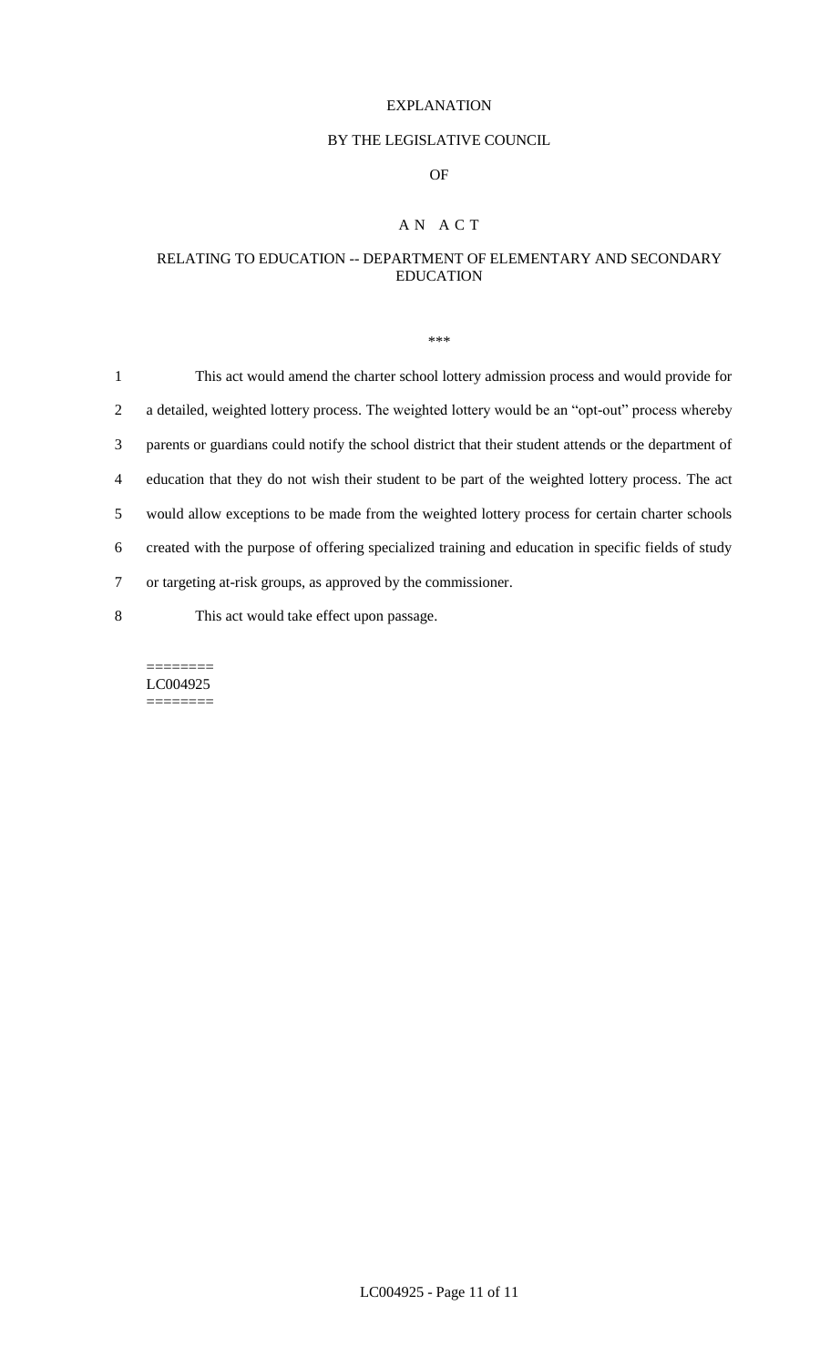EXPLANATION

BY THE LEGISLATIVE COUNCIL

OF

A N A C T

RELATING TO EDUCATION -- DEPARTMENT OF ELEMENTARY AND SECONDARY EDUCATION

***

This act would amend the charter school lottery admission process and would provide for a detailed, weighted lottery process. The weighted lottery would be an "opt-out" process whereby parents or guardians could notify the school district that their student attends or the department of education that they do not wish their student to be part of the weighted lottery process. The act would allow exceptions to be made from the weighted lottery process for certain charter schools created with the purpose of offering specialized training and education in specific fields of study or targeting at-risk groups, as approved by the commissioner.

This act would take effect upon passage.

========
LC004925
========